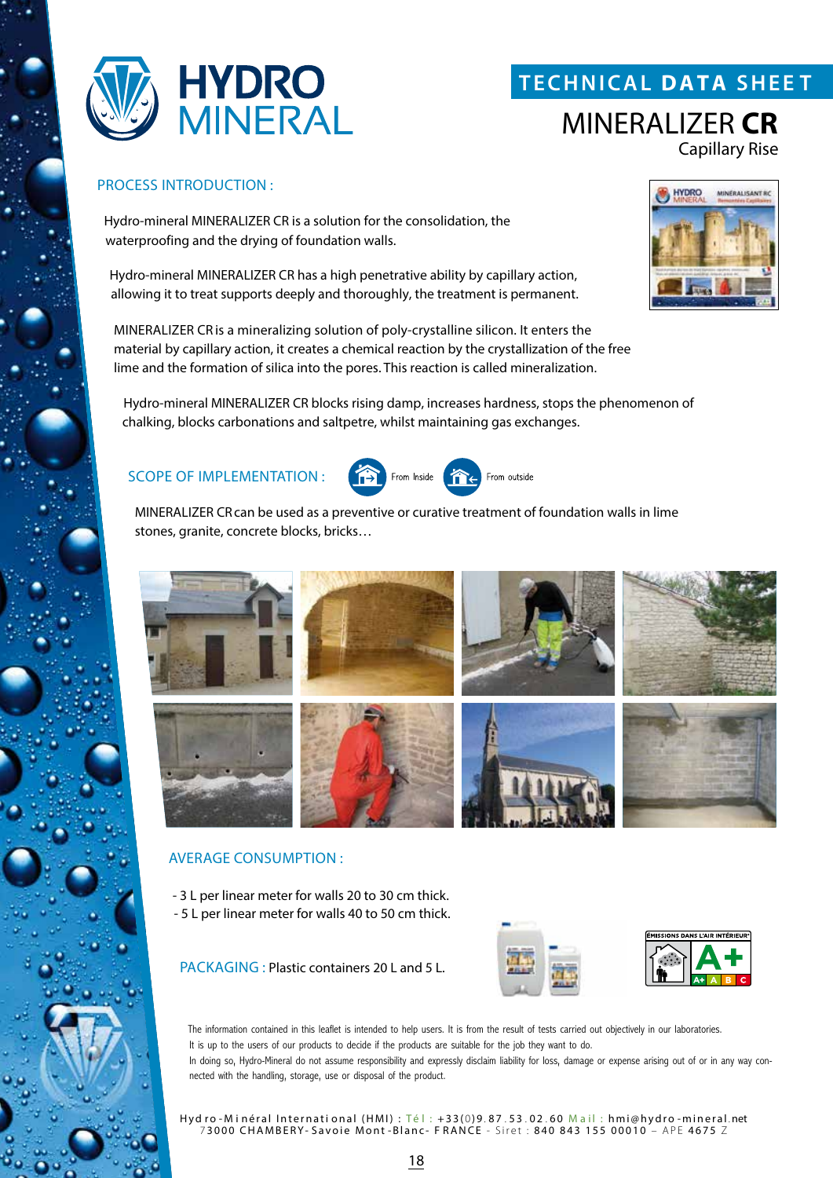# HYDRO MINERAL

## TECHNICAL DATA SHEET

# MINERALIZER **CR**

Capillary Rise

### PROCESS INTRODUCTION :

Hydro-mineral MINERALIZER CR is a solution for the consolidation, the waterproofing and the drying of foundation walls.

Hydro-mineral MINERALIZER CR has a high penetrative ability by capillary action, allowing it to treat supports deeply and thoroughly, the treatment is permanent.

MINERALIZER CR is a mineralizing solution of poly-crystalline silicon. It enters the material by capillary action, it creates a chemical reaction by the crystallization of the free lime and the formation of silica into the pores. This reaction is called mineralization.

Hydro-mineral MINERALIZER CR blocks rising damp, increases hardness, stops the phenomenon of chalking, blocks carbonations and saltpetre, whilst maintaining gas exchanges.

### SCOPE OF IMPLEMENTATION :

From Inside — From outside

MINERALIZER CR can be used as a preventive or curative treatment of foundation walls in lime stones, granite, concrete blocks, bricks…

### AVERAGE CONSUMPTION :

- 3 L per linear meter for walls 20 to 30 cm thick.
- 5 L per linear meter for walls 40 to 50 cm thick.

**PACKAGING :** Plastic containers 20 L and 5 L.

ÉMISSIONS DANS L'AIR INTÉRIEUR A+

The information contained in this leaflet is intended to help users. It is from the result of tests carried out objectively in our laboratories.
It is up to the users of our products to decide if the products are suitable for the job they want to do.
In doing so, Hydro-Mineral do not assume responsibility and expressly disclaim liability for loss, damage or expense arising out of or in any way connected with the handling, storage, use or disposal of the product.

Hydro-Minéral International (HMI) : Tél : +33(0)9.87.53.02.60 Mail : hmi@hydro-mineral.net
73000 CHAMBERY-Savoie Mont-Blanc- FRANCE - Siret : 840 843 155 00010 – APE 4675 Z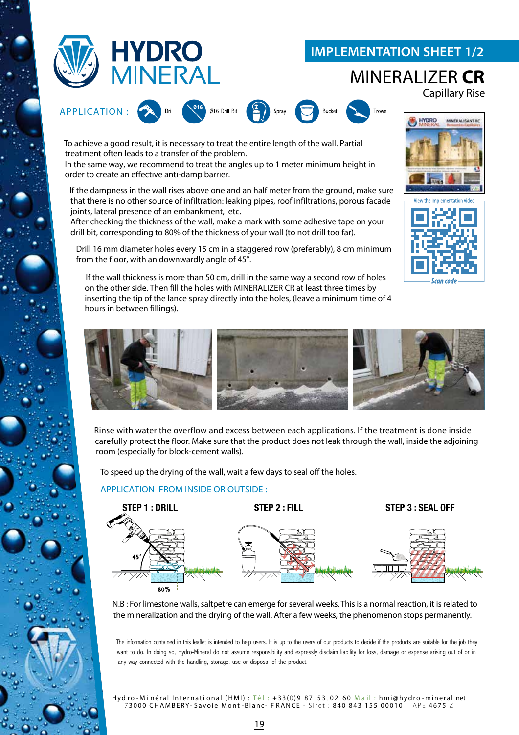# HYDRO MINERAL

## IMPLEMENTATION SHEET 1/2

## MINERALIZER **CR**

Capillary Rise

APPLICATION : Drill | Ø16 Drill Bit | Spray | Bucket | Trowel

To achieve a good result, it is necessary to treat the entire length of the wall. Partial treatment often leads to a transfer of the problem.
In the same way, we recommend to treat the angles up to 1 meter minimum height in order to create an effective anti-damp barrier.

If the dampness in the wall rises above one and an half meter from the ground, make sure that there is no other source of infiltration: leaking pipes, roof infiltrations, porous facade joints, lateral presence of an embankment, etc.
After checking the thickness of the wall, make a mark with some adhesive tape on your drill bit, corresponding to 80% of the thickness of your wall (to not drill too far).

Drill 16 mm diameter holes every 15 cm in a staggered row (preferably), 8 cm minimum from the floor, with an downwardly angle of 45°.

If the wall thickness is more than 50 cm, drill in the same way a second row of holes on the other side. Then fill the holes with MINERALIZER CR at least three times by inserting the tip of the lance spray directly into the holes, (leave a minimum time of 4 hours in between fillings).

View the implementation video — Scan code

Rinse with water the overflow and excess between each applications. If the treatment is done inside carefully protect the floor. Make sure that the product does not leak through the wall, inside the adjoining room (especially for block-cement walls).

To speed up the drying of the wall, wait a few days to seal off the holes.

### APPLICATION FROM INSIDE OR OUTSIDE :

**STEP 1 : DRILL** — 45° — 80%

**STEP 2 : FILL**

**STEP 3 : SEAL OFF**

N.B : For limestone walls, saltpetre can emerge for several weeks. This is a normal reaction, it is related to the mineralization and the drying of the wall. After a few weeks, the phenomenon stops permanently.

The information contained in this leaflet is intended to help users. It is up to the users of our products to decide if the products are suitable for the job they want to do. In doing so, Hydro-Mineral do not assume responsibility and expressly disclaim liability for loss, damage or expense arising out of or in any way connected with the handling, storage, use or disposal of the product.

Hydro-Minéral International (HMI) : Tél : +33(0)9.87.53.02.60 Mail : hmi@hydro-mineral.net
73000 CHAMBERY-Savoie Mont-Blanc- FRANCE - Siret : 840 843 155 00010 – APE 4675 Z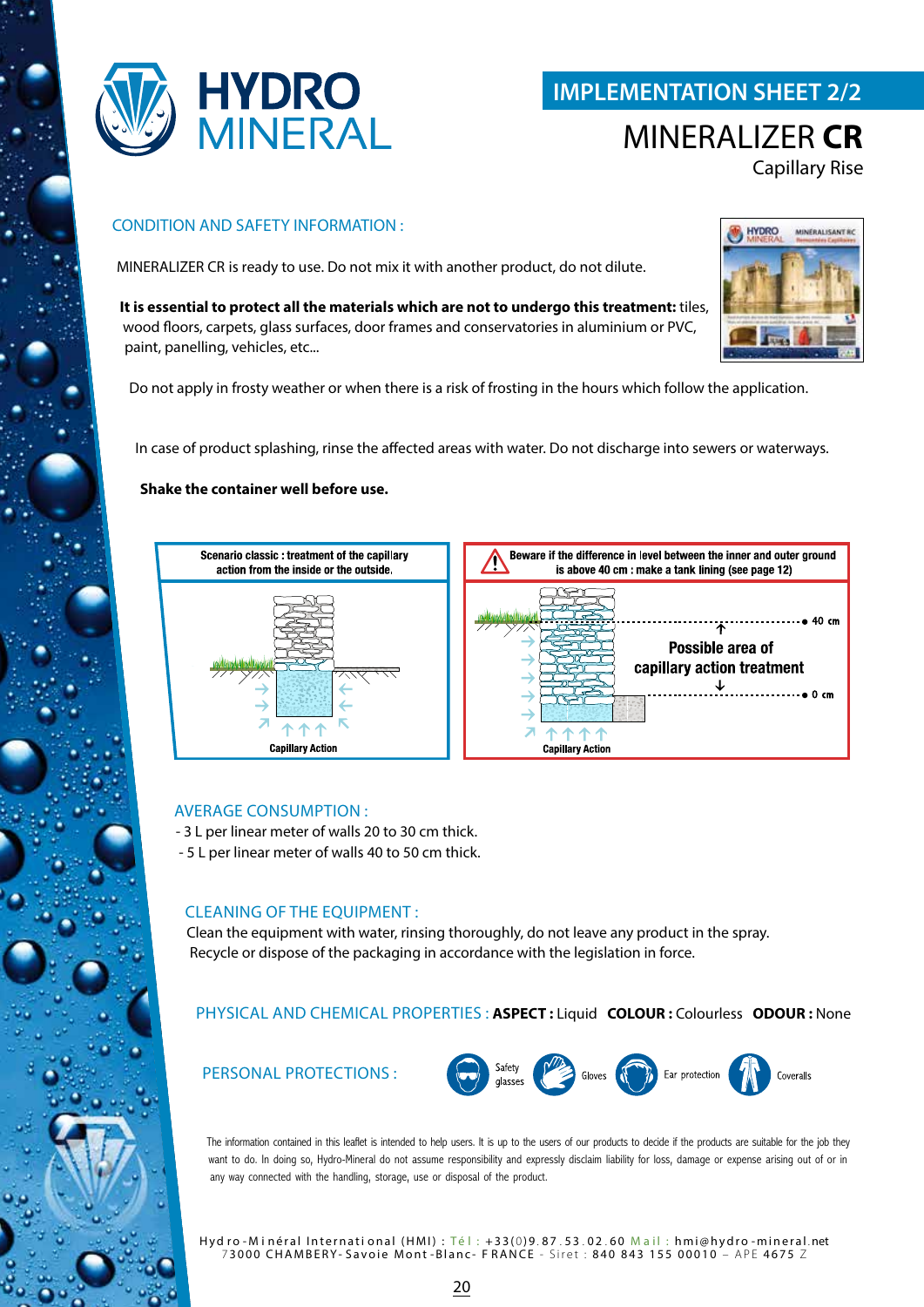HYDRO MINERAL

## IMPLEMENTATION SHEET 2/2

# MINERALIZER **CR**

Capillary Rise

### CONDITION AND SAFETY INFORMATION :

MINERALIZER CR is ready to use. Do not mix it with another product, do not dilute.

**It is essential to protect all the materials which are not to undergo this treatment:** tiles, wood floors, carpets, glass surfaces, door frames and conservatories in aluminium or PVC, paint, panelling, vehicles, etc...

Do not apply in frosty weather or when there is a risk of frosting in the hours which follow the application.

In case of product splashing, rinse the affected areas with water. Do not discharge into sewers or waterways.

**Shake the container well before use.**

Scenario classic : treatment of the capillary action from the inside or the outside.

Capillary Action

Beware if the difference in level between the inner and outer ground is above 40 cm : make a tank lining (see page 12)

40 cm

Possible area of capillary action treatment

0 cm

Capillary Action

### AVERAGE CONSUMPTION :

- 3 L per linear meter of walls 20 to 30 cm thick.
- 5 L per linear meter of walls 40 to 50 cm thick.

### CLEANING OF THE EQUIPMENT :

Clean the equipment with water, rinsing thoroughly, do not leave any product in the spray.
Recycle or dispose of the packaging in accordance with the legislation in force.

### PHYSICAL AND CHEMICAL PROPERTIES : **ASPECT :** Liquid **COLOUR :** Colourless **ODOUR :** None

### PERSONAL PROTECTIONS :

Safety glasses, Gloves, Ear protection, Coveralls

The information contained in this leaflet is intended to help users. It is up to the users of our products to decide if the products are suitable for the job they want to do. In doing so, Hydro-Mineral do not assume responsibility and expressly disclaim liability for loss, damage or expense arising out of or in any way connected with the handling, storage, use or disposal of the product.

Hydro-Minéral International (HMI) : Tél : +33(0)9.87.53.02.60 Mail : hmi@hydro-mineral.net
73000 CHAMBERY-Savoie Mont-Blanc- FRANCE - Siret : 840 843 155 00010 – APE 4675 Z